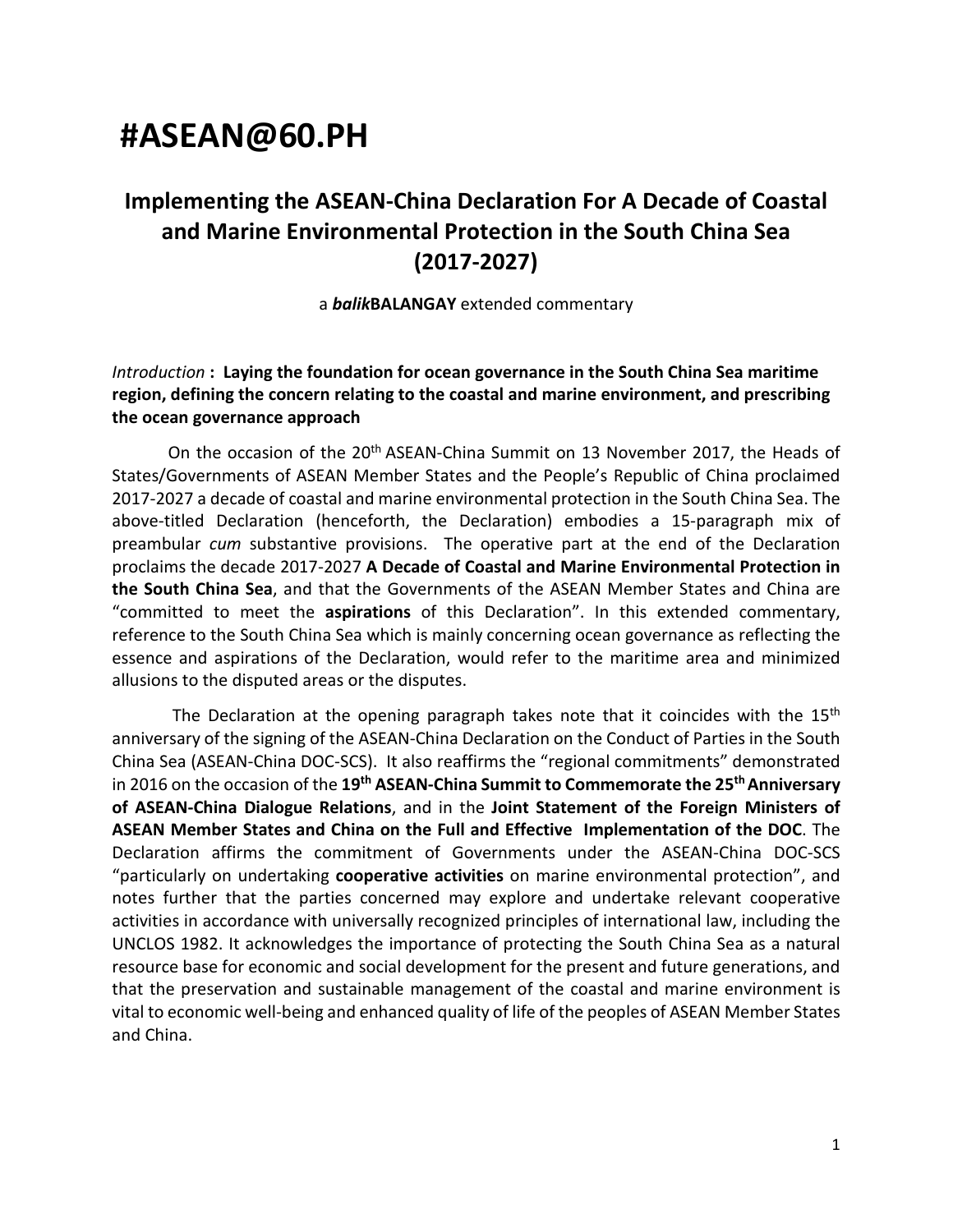# #ASEAN@60.PH

## Implementing the ASEAN-China Declaration For A Decade of Coastal and Marine Environmental Protection in the South China Sea (2017-2027)

a ***balik*BALANGAY** extended commentary

*Introduction* **: Laying the foundation for ocean governance in the South China Sea maritime region, defining the concern relating to the coastal and marine environment, and prescribing the ocean governance approach**

On the occasion of the 20th ASEAN-China Summit on 13 November 2017, the Heads of States/Governments of ASEAN Member States and the People's Republic of China proclaimed 2017-2027 a decade of coastal and marine environmental protection in the South China Sea. The above-titled Declaration (henceforth, the Declaration) embodies a 15-paragraph mix of preambular *cum* substantive provisions. The operative part at the end of the Declaration proclaims the decade 2017-2027 **A Decade of Coastal and Marine Environmental Protection in the South China Sea**, and that the Governments of the ASEAN Member States and China are "committed to meet the **aspirations** of this Declaration". In this extended commentary, reference to the South China Sea which is mainly concerning ocean governance as reflecting the essence and aspirations of the Declaration, would refer to the maritime area and minimized allusions to the disputed areas or the disputes.

The Declaration at the opening paragraph takes note that it coincides with the 15th anniversary of the signing of the ASEAN-China Declaration on the Conduct of Parties in the South China Sea (ASEAN-China DOC-SCS). It also reaffirms the "regional commitments" demonstrated in 2016 on the occasion of the **19th ASEAN-China Summit to Commemorate the 25th Anniversary of ASEAN-China Dialogue Relations**, and in the **Joint Statement of the Foreign Ministers of ASEAN Member States and China on the Full and Effective Implementation of the DOC**. The Declaration affirms the commitment of Governments under the ASEAN-China DOC-SCS "particularly on undertaking **cooperative activities** on marine environmental protection", and notes further that the parties concerned may explore and undertake relevant cooperative activities in accordance with universally recognized principles of international law, including the UNCLOS 1982. It acknowledges the importance of protecting the South China Sea as a natural resource base for economic and social development for the present and future generations, and that the preservation and sustainable management of the coastal and marine environment is vital to economic well-being and enhanced quality of life of the peoples of ASEAN Member States and China.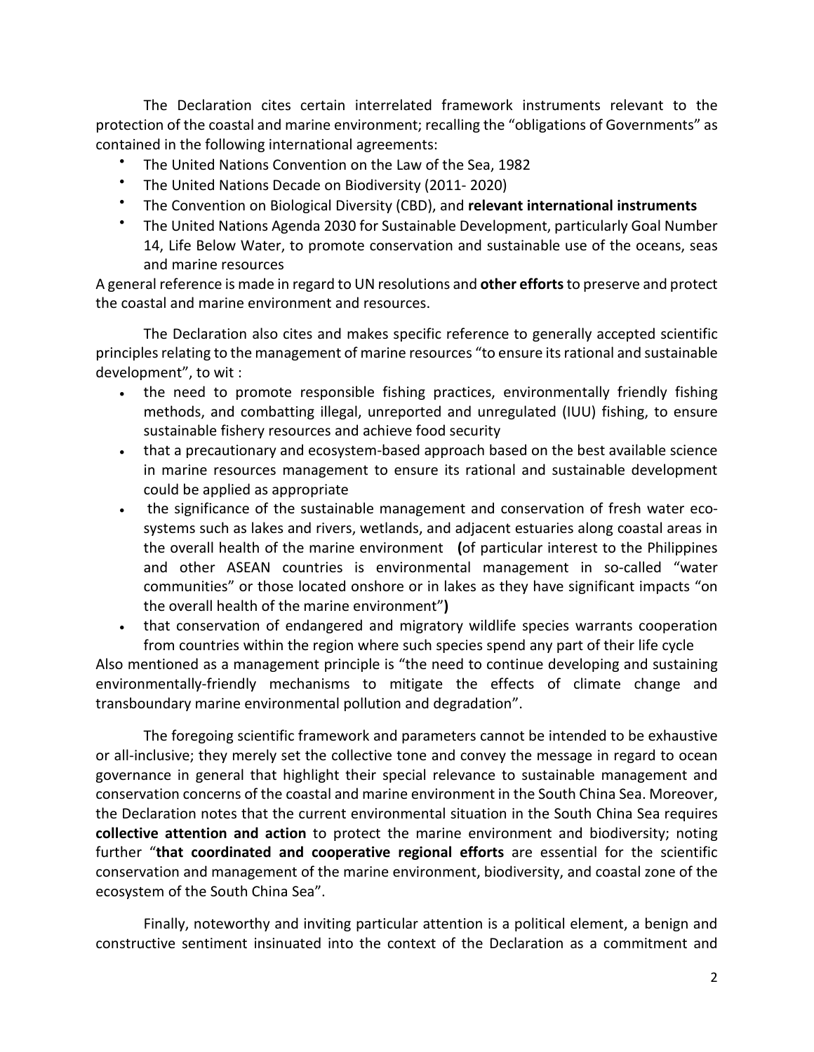The Declaration cites certain interrelated framework instruments relevant to the protection of the coastal and marine environment; recalling the "obligations of Governments" as contained in the following international agreements:

- The United Nations Convention on the Law of the Sea, 1982
- The United Nations Decade on Biodiversity (2011- 2020)
- The Convention on Biological Diversity (CBD), and **relevant international instruments**
- The United Nations Agenda 2030 for Sustainable Development, particularly Goal Number 14, Life Below Water, to promote conservation and sustainable use of the oceans, seas and marine resources

A general reference is made in regard to UN resolutions and **other efforts** to preserve and protect the coastal and marine environment and resources.

The Declaration also cites and makes specific reference to generally accepted scientific principles relating to the management of marine resources "to ensure its rational and sustainable development", to wit :

- the need to promote responsible fishing practices, environmentally friendly fishing methods, and combatting illegal, unreported and unregulated (IUU) fishing, to ensure sustainable fishery resources and achieve food security
- that a precautionary and ecosystem-based approach based on the best available science in marine resources management to ensure its rational and sustainable development could be applied as appropriate
- the significance of the sustainable management and conservation of fresh water eco-systems such as lakes and rivers, wetlands, and adjacent estuaries along coastal areas in the overall health of the marine environment **(**of particular interest to the Philippines and other ASEAN countries is environmental management in so-called "water communities" or those located onshore or in lakes as they have significant impacts "on the overall health of the marine environment"**)**
- that conservation of endangered and migratory wildlife species warrants cooperation from countries within the region where such species spend any part of their life cycle

Also mentioned as a management principle is "the need to continue developing and sustaining environmentally-friendly mechanisms to mitigate the effects of climate change and transboundary marine environmental pollution and degradation".

The foregoing scientific framework and parameters cannot be intended to be exhaustive or all-inclusive; they merely set the collective tone and convey the message in regard to ocean governance in general that highlight their special relevance to sustainable management and conservation concerns of the coastal and marine environment in the South China Sea. Moreover, the Declaration notes that the current environmental situation in the South China Sea requires **collective attention and action** to protect the marine environment and biodiversity; noting further "**that coordinated and cooperative regional efforts** are essential for the scientific conservation and management of the marine environment, biodiversity, and coastal zone of the ecosystem of the South China Sea".

Finally, noteworthy and inviting particular attention is a political element, a benign and constructive sentiment insinuated into the context of the Declaration as a commitment and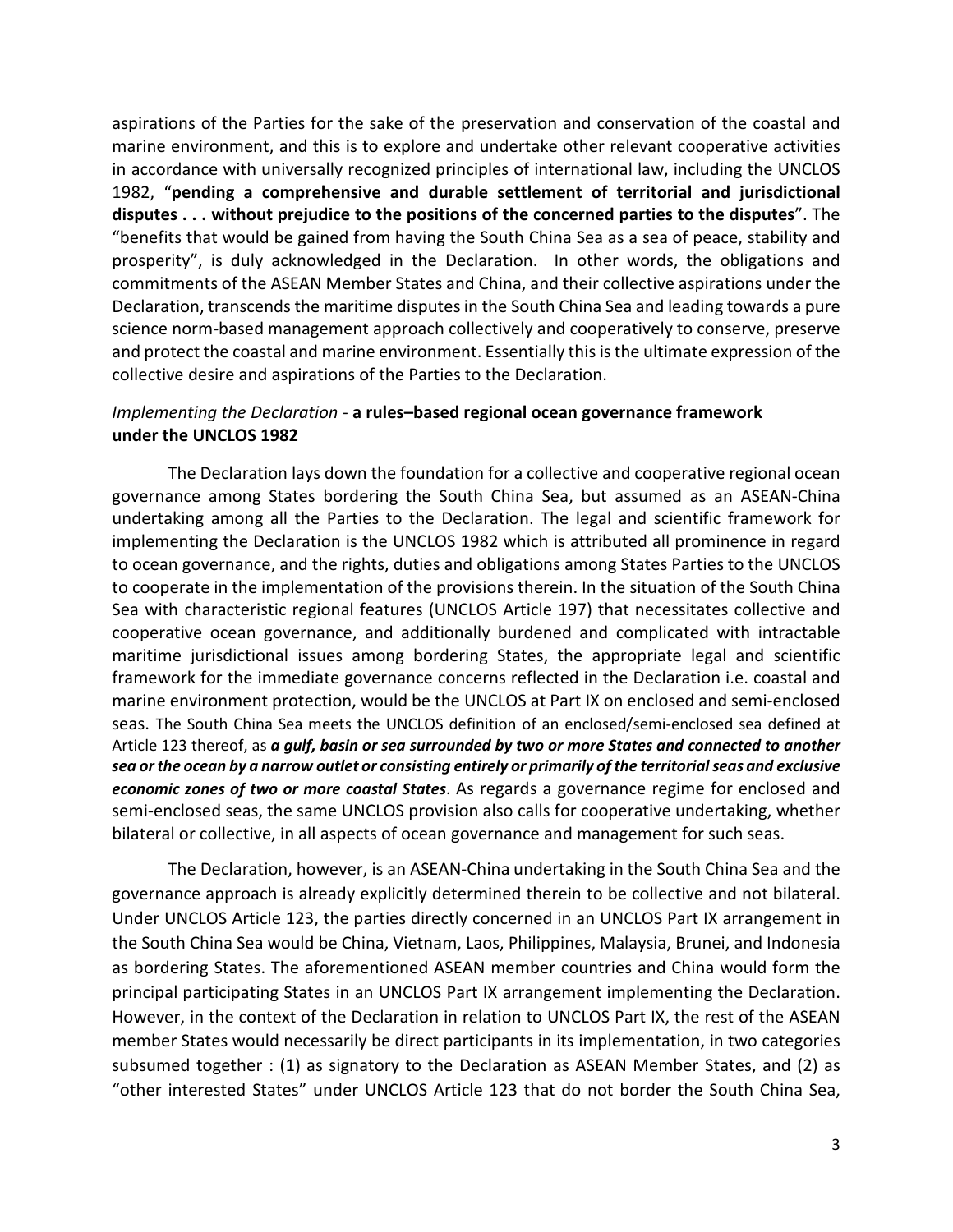aspirations of the Parties for the sake of the preservation and conservation of the coastal and marine environment, and this is to explore and undertake other relevant cooperative activities in accordance with universally recognized principles of international law, including the UNCLOS 1982, "**pending a comprehensive and durable settlement of territorial and jurisdictional disputes . . . without prejudice to the positions of the concerned parties to the disputes**". The "benefits that would be gained from having the South China Sea as a sea of peace, stability and prosperity", is duly acknowledged in the Declaration. In other words, the obligations and commitments of the ASEAN Member States and China, and their collective aspirations under the Declaration, transcends the maritime disputes in the South China Sea and leading towards a pure science norm-based management approach collectively and cooperatively to conserve, preserve and protect the coastal and marine environment. Essentially this is the ultimate expression of the collective desire and aspirations of the Parties to the Declaration.

*Implementing the Declaration* - **a rules–based regional ocean governance framework under the UNCLOS 1982**

The Declaration lays down the foundation for a collective and cooperative regional ocean governance among States bordering the South China Sea, but assumed as an ASEAN-China undertaking among all the Parties to the Declaration. The legal and scientific framework for implementing the Declaration is the UNCLOS 1982 which is attributed all prominence in regard to ocean governance, and the rights, duties and obligations among States Parties to the UNCLOS to cooperate in the implementation of the provisions therein. In the situation of the South China Sea with characteristic regional features (UNCLOS Article 197) that necessitates collective and cooperative ocean governance, and additionally burdened and complicated with intractable maritime jurisdictional issues among bordering States, the appropriate legal and scientific framework for the immediate governance concerns reflected in the Declaration i.e. coastal and marine environment protection, would be the UNCLOS at Part IX on enclosed and semi-enclosed seas. The South China Sea meets the UNCLOS definition of an enclosed/semi-enclosed sea defined at Article 123 thereof, as ***a gulf, basin or sea surrounded by two or more States and connected to another sea or the ocean by a narrow outlet or consisting entirely or primarily of the territorial seas and exclusive economic zones of two or more coastal States***. As regards a governance regime for enclosed and semi-enclosed seas, the same UNCLOS provision also calls for cooperative undertaking, whether bilateral or collective, in all aspects of ocean governance and management for such seas.

The Declaration, however, is an ASEAN-China undertaking in the South China Sea and the governance approach is already explicitly determined therein to be collective and not bilateral. Under UNCLOS Article 123, the parties directly concerned in an UNCLOS Part IX arrangement in the South China Sea would be China, Vietnam, Laos, Philippines, Malaysia, Brunei, and Indonesia as bordering States. The aforementioned ASEAN member countries and China would form the principal participating States in an UNCLOS Part IX arrangement implementing the Declaration. However, in the context of the Declaration in relation to UNCLOS Part IX, the rest of the ASEAN member States would necessarily be direct participants in its implementation, in two categories subsumed together : (1) as signatory to the Declaration as ASEAN Member States, and (2) as "other interested States" under UNCLOS Article 123 that do not border the South China Sea,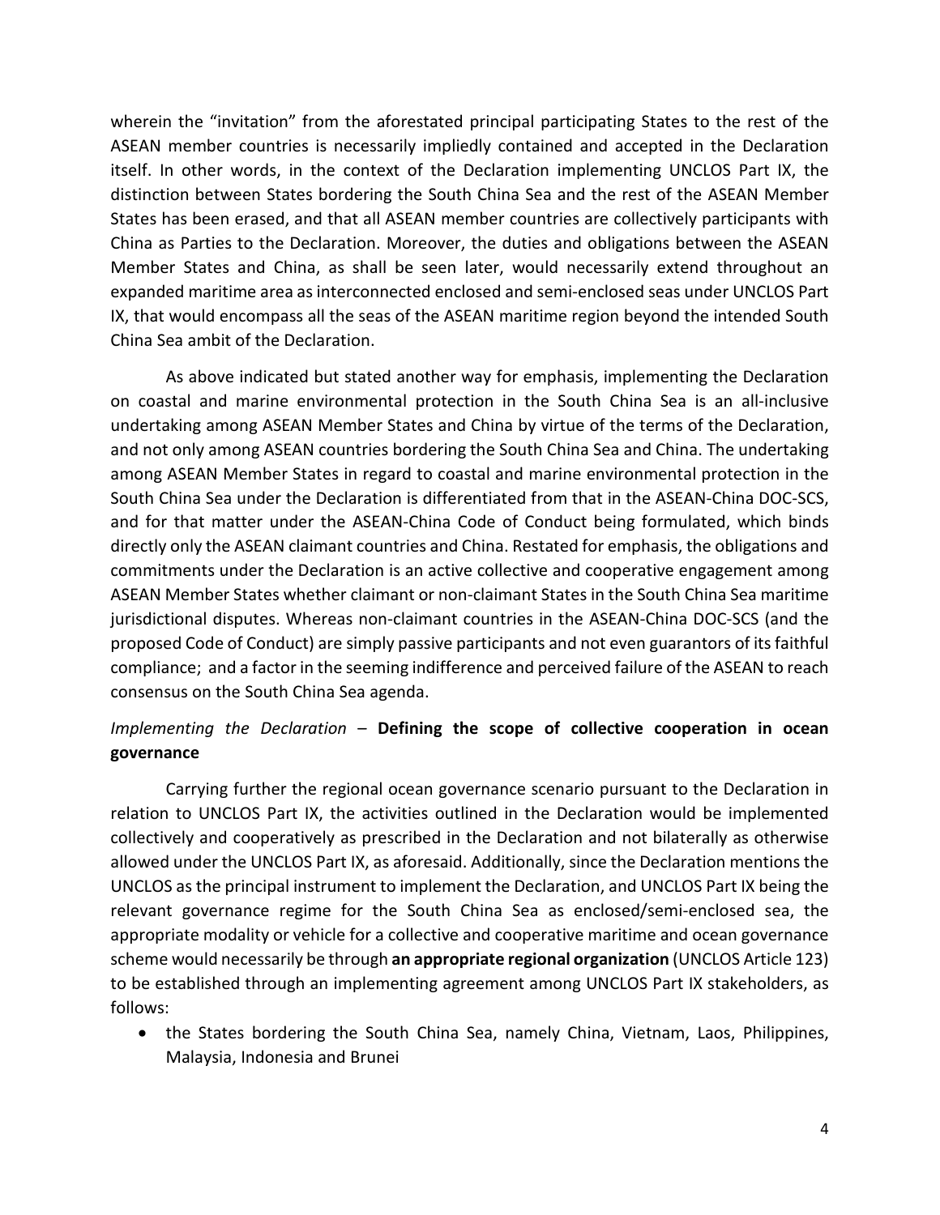wherein the "invitation" from the aforestated principal participating States to the rest of the ASEAN member countries is necessarily impliedly contained and accepted in the Declaration itself. In other words, in the context of the Declaration implementing UNCLOS Part IX, the distinction between States bordering the South China Sea and the rest of the ASEAN Member States has been erased, and that all ASEAN member countries are collectively participants with China as Parties to the Declaration. Moreover, the duties and obligations between the ASEAN Member States and China, as shall be seen later, would necessarily extend throughout an expanded maritime area as interconnected enclosed and semi-enclosed seas under UNCLOS Part IX, that would encompass all the seas of the ASEAN maritime region beyond the intended South China Sea ambit of the Declaration.

As above indicated but stated another way for emphasis, implementing the Declaration on coastal and marine environmental protection in the South China Sea is an all-inclusive undertaking among ASEAN Member States and China by virtue of the terms of the Declaration, and not only among ASEAN countries bordering the South China Sea and China. The undertaking among ASEAN Member States in regard to coastal and marine environmental protection in the South China Sea under the Declaration is differentiated from that in the ASEAN-China DOC-SCS, and for that matter under the ASEAN-China Code of Conduct being formulated, which binds directly only the ASEAN claimant countries and China. Restated for emphasis, the obligations and commitments under the Declaration is an active collective and cooperative engagement among ASEAN Member States whether claimant or non-claimant States in the South China Sea maritime jurisdictional disputes. Whereas non-claimant countries in the ASEAN-China DOC-SCS (and the proposed Code of Conduct) are simply passive participants and not even guarantors of its faithful compliance; and a factor in the seeming indifference and perceived failure of the ASEAN to reach consensus on the South China Sea agenda.

*Implementing the Declaration* – **Defining the scope of collective cooperation in ocean governance**

Carrying further the regional ocean governance scenario pursuant to the Declaration in relation to UNCLOS Part IX, the activities outlined in the Declaration would be implemented collectively and cooperatively as prescribed in the Declaration and not bilaterally as otherwise allowed under the UNCLOS Part IX, as aforesaid. Additionally, since the Declaration mentions the UNCLOS as the principal instrument to implement the Declaration, and UNCLOS Part IX being the relevant governance regime for the South China Sea as enclosed/semi-enclosed sea, the appropriate modality or vehicle for a collective and cooperative maritime and ocean governance scheme would necessarily be through **an appropriate regional organization** (UNCLOS Article 123) to be established through an implementing agreement among UNCLOS Part IX stakeholders, as follows:

- the States bordering the South China Sea, namely China, Vietnam, Laos, Philippines, Malaysia, Indonesia and Brunei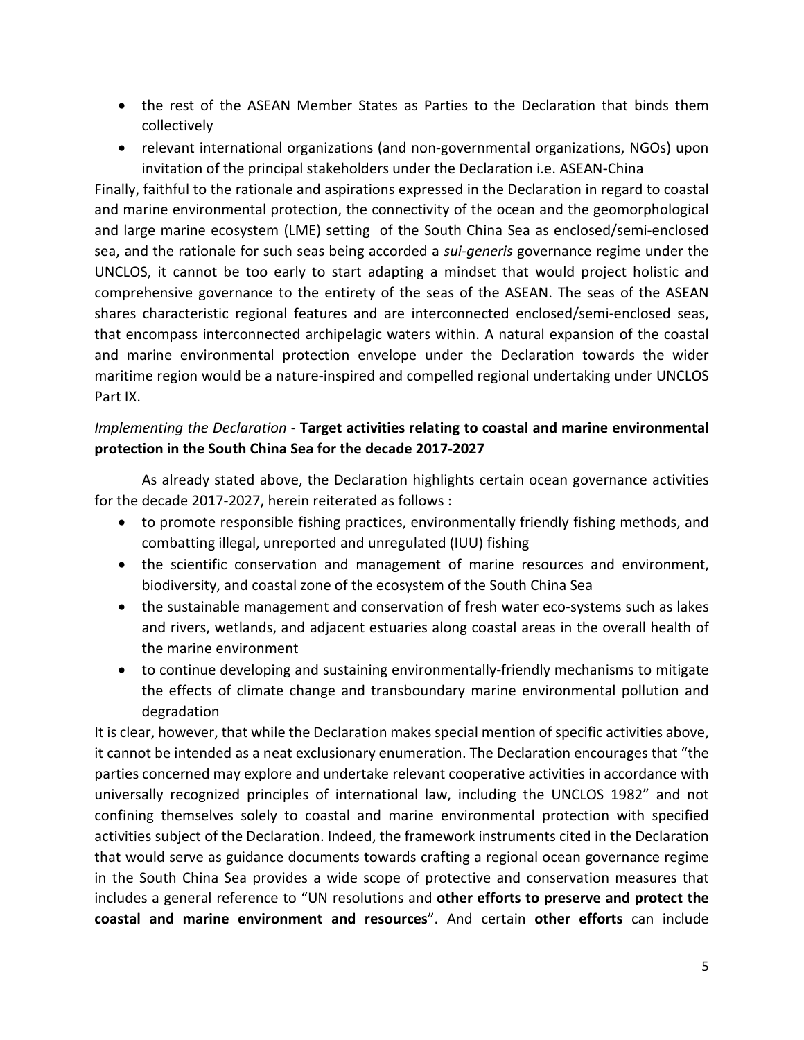- the rest of the ASEAN Member States as Parties to the Declaration that binds them collectively
- relevant international organizations (and non-governmental organizations, NGOs) upon invitation of the principal stakeholders under the Declaration i.e. ASEAN-China

Finally, faithful to the rationale and aspirations expressed in the Declaration in regard to coastal and marine environmental protection, the connectivity of the ocean and the geomorphological and large marine ecosystem (LME) setting of the South China Sea as enclosed/semi-enclosed sea, and the rationale for such seas being accorded a *sui-generis* governance regime under the UNCLOS, it cannot be too early to start adapting a mindset that would project holistic and comprehensive governance to the entirety of the seas of the ASEAN. The seas of the ASEAN shares characteristic regional features and are interconnected enclosed/semi-enclosed seas, that encompass interconnected archipelagic waters within. A natural expansion of the coastal and marine environmental protection envelope under the Declaration towards the wider maritime region would be a nature-inspired and compelled regional undertaking under UNCLOS Part IX.

*Implementing the Declaration* - **Target activities relating to coastal and marine environmental protection in the South China Sea for the decade 2017-2027**

As already stated above, the Declaration highlights certain ocean governance activities for the decade 2017-2027, herein reiterated as follows :

- to promote responsible fishing practices, environmentally friendly fishing methods, and combatting illegal, unreported and unregulated (IUU) fishing
- the scientific conservation and management of marine resources and environment, biodiversity, and coastal zone of the ecosystem of the South China Sea
- the sustainable management and conservation of fresh water eco-systems such as lakes and rivers, wetlands, and adjacent estuaries along coastal areas in the overall health of the marine environment
- to continue developing and sustaining environmentally-friendly mechanisms to mitigate the effects of climate change and transboundary marine environmental pollution and degradation

It is clear, however, that while the Declaration makes special mention of specific activities above, it cannot be intended as a neat exclusionary enumeration. The Declaration encourages that "the parties concerned may explore and undertake relevant cooperative activities in accordance with universally recognized principles of international law, including the UNCLOS 1982" and not confining themselves solely to coastal and marine environmental protection with specified activities subject of the Declaration. Indeed, the framework instruments cited in the Declaration that would serve as guidance documents towards crafting a regional ocean governance regime in the South China Sea provides a wide scope of protective and conservation measures that includes a general reference to "UN resolutions and **other efforts to preserve and protect the coastal and marine environment and resources**". And certain **other efforts** can include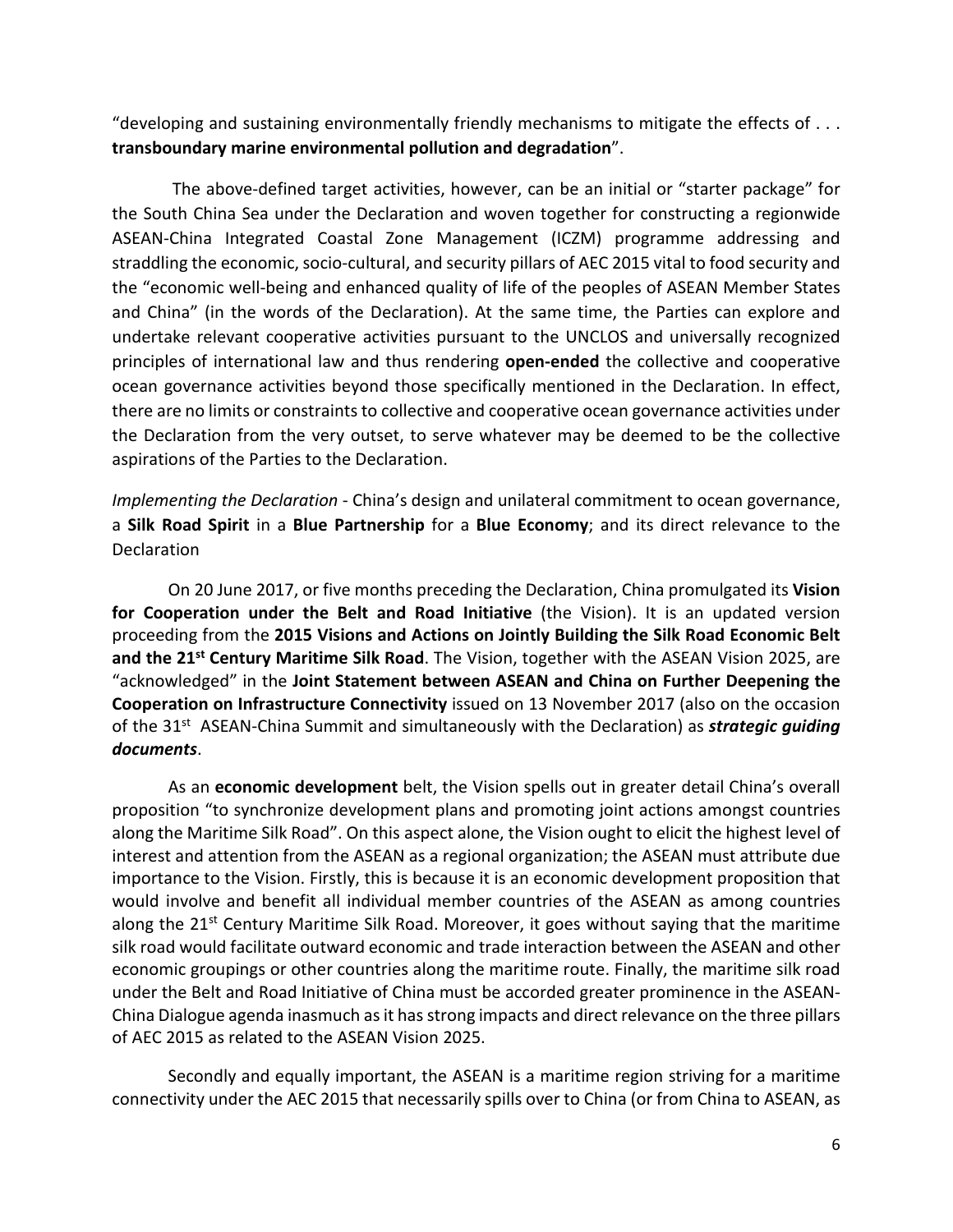"developing and sustaining environmentally friendly mechanisms to mitigate the effects of . . . **transboundary marine environmental pollution and degradation**".

The above-defined target activities, however, can be an initial or "starter package" for the South China Sea under the Declaration and woven together for constructing a regionwide ASEAN-China Integrated Coastal Zone Management (ICZM) programme addressing and straddling the economic, socio-cultural, and security pillars of AEC 2015 vital to food security and the "economic well-being and enhanced quality of life of the peoples of ASEAN Member States and China" (in the words of the Declaration). At the same time, the Parties can explore and undertake relevant cooperative activities pursuant to the UNCLOS and universally recognized principles of international law and thus rendering **open-ended** the collective and cooperative ocean governance activities beyond those specifically mentioned in the Declaration. In effect, there are no limits or constraints to collective and cooperative ocean governance activities under the Declaration from the very outset, to serve whatever may be deemed to be the collective aspirations of the Parties to the Declaration.

*Implementing the Declaration* - China's design and unilateral commitment to ocean governance, a **Silk Road Spirit** in a **Blue Partnership** for a **Blue Economy**; and its direct relevance to the Declaration

On 20 June 2017, or five months preceding the Declaration, China promulgated its **Vision for Cooperation under the Belt and Road Initiative** (the Vision). It is an updated version proceeding from the **2015 Visions and Actions on Jointly Building the Silk Road Economic Belt and the 21st Century Maritime Silk Road**. The Vision, together with the ASEAN Vision 2025, are "acknowledged" in the **Joint Statement between ASEAN and China on Further Deepening the Cooperation on Infrastructure Connectivity** issued on 13 November 2017 (also on the occasion of the 31st ASEAN-China Summit and simultaneously with the Declaration) as ***strategic guiding documents***.

As an **economic development** belt, the Vision spells out in greater detail China's overall proposition "to synchronize development plans and promoting joint actions amongst countries along the Maritime Silk Road". On this aspect alone, the Vision ought to elicit the highest level of interest and attention from the ASEAN as a regional organization; the ASEAN must attribute due importance to the Vision. Firstly, this is because it is an economic development proposition that would involve and benefit all individual member countries of the ASEAN as among countries along the 21st Century Maritime Silk Road. Moreover, it goes without saying that the maritime silk road would facilitate outward economic and trade interaction between the ASEAN and other economic groupings or other countries along the maritime route. Finally, the maritime silk road under the Belt and Road Initiative of China must be accorded greater prominence in the ASEAN-China Dialogue agenda inasmuch as it has strong impacts and direct relevance on the three pillars of AEC 2015 as related to the ASEAN Vision 2025.

Secondly and equally important, the ASEAN is a maritime region striving for a maritime connectivity under the AEC 2015 that necessarily spills over to China (or from China to ASEAN, as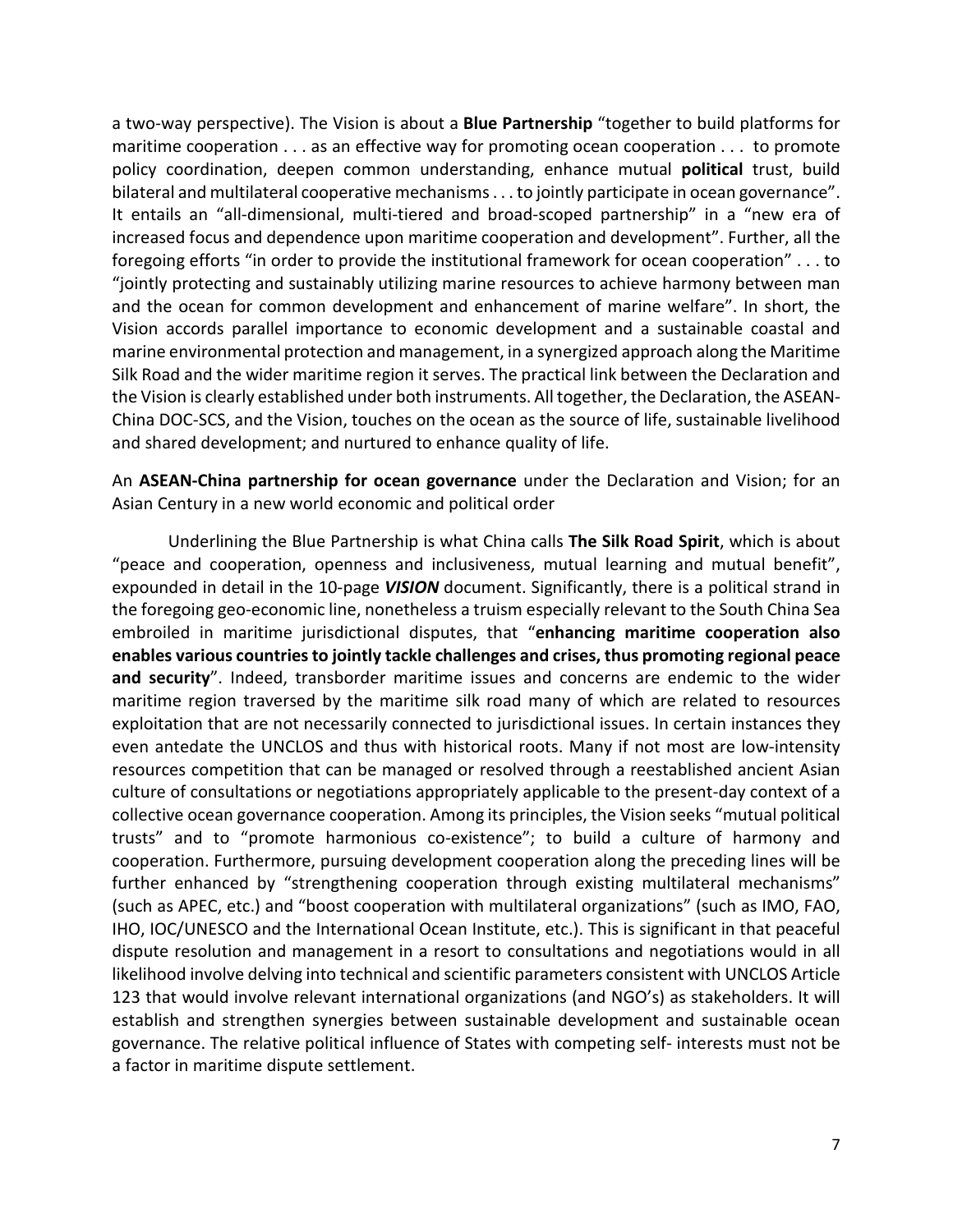a two-way perspective). The Vision is about a **Blue Partnership** "together to build platforms for maritime cooperation . . . as an effective way for promoting ocean cooperation . . . to promote policy coordination, deepen common understanding, enhance mutual **political** trust, build bilateral and multilateral cooperative mechanisms . . . to jointly participate in ocean governance". It entails an "all-dimensional, multi-tiered and broad-scoped partnership" in a "new era of increased focus and dependence upon maritime cooperation and development". Further, all the foregoing efforts "in order to provide the institutional framework for ocean cooperation" . . . to "jointly protecting and sustainably utilizing marine resources to achieve harmony between man and the ocean for common development and enhancement of marine welfare". In short, the Vision accords parallel importance to economic development and a sustainable coastal and marine environmental protection and management, in a synergized approach along the Maritime Silk Road and the wider maritime region it serves. The practical link between the Declaration and the Vision is clearly established under both instruments. All together, the Declaration, the ASEAN-China DOC-SCS, and the Vision, touches on the ocean as the source of life, sustainable livelihood and shared development; and nurtured to enhance quality of life.

An **ASEAN-China partnership for ocean governance** under the Declaration and Vision; for an Asian Century in a new world economic and political order

Underlining the Blue Partnership is what China calls **The Silk Road Spirit**, which is about "peace and cooperation, openness and inclusiveness, mutual learning and mutual benefit", expounded in detail in the 10-page ***VISION*** document. Significantly, there is a political strand in the foregoing geo-economic line, nonetheless a truism especially relevant to the South China Sea embroiled in maritime jurisdictional disputes, that "**enhancing maritime cooperation also enables various countries to jointly tackle challenges and crises, thus promoting regional peace and security**". Indeed, transborder maritime issues and concerns are endemic to the wider maritime region traversed by the maritime silk road many of which are related to resources exploitation that are not necessarily connected to jurisdictional issues. In certain instances they even antedate the UNCLOS and thus with historical roots. Many if not most are low-intensity resources competition that can be managed or resolved through a reestablished ancient Asian culture of consultations or negotiations appropriately applicable to the present-day context of a collective ocean governance cooperation. Among its principles, the Vision seeks "mutual political trusts" and to "promote harmonious co-existence"; to build a culture of harmony and cooperation. Furthermore, pursuing development cooperation along the preceding lines will be further enhanced by "strengthening cooperation through existing multilateral mechanisms" (such as APEC, etc.) and "boost cooperation with multilateral organizations" (such as IMO, FAO, IHO, IOC/UNESCO and the International Ocean Institute, etc.). This is significant in that peaceful dispute resolution and management in a resort to consultations and negotiations would in all likelihood involve delving into technical and scientific parameters consistent with UNCLOS Article 123 that would involve relevant international organizations (and NGO's) as stakeholders. It will establish and strengthen synergies between sustainable development and sustainable ocean governance. The relative political influence of States with competing self- interests must not be a factor in maritime dispute settlement.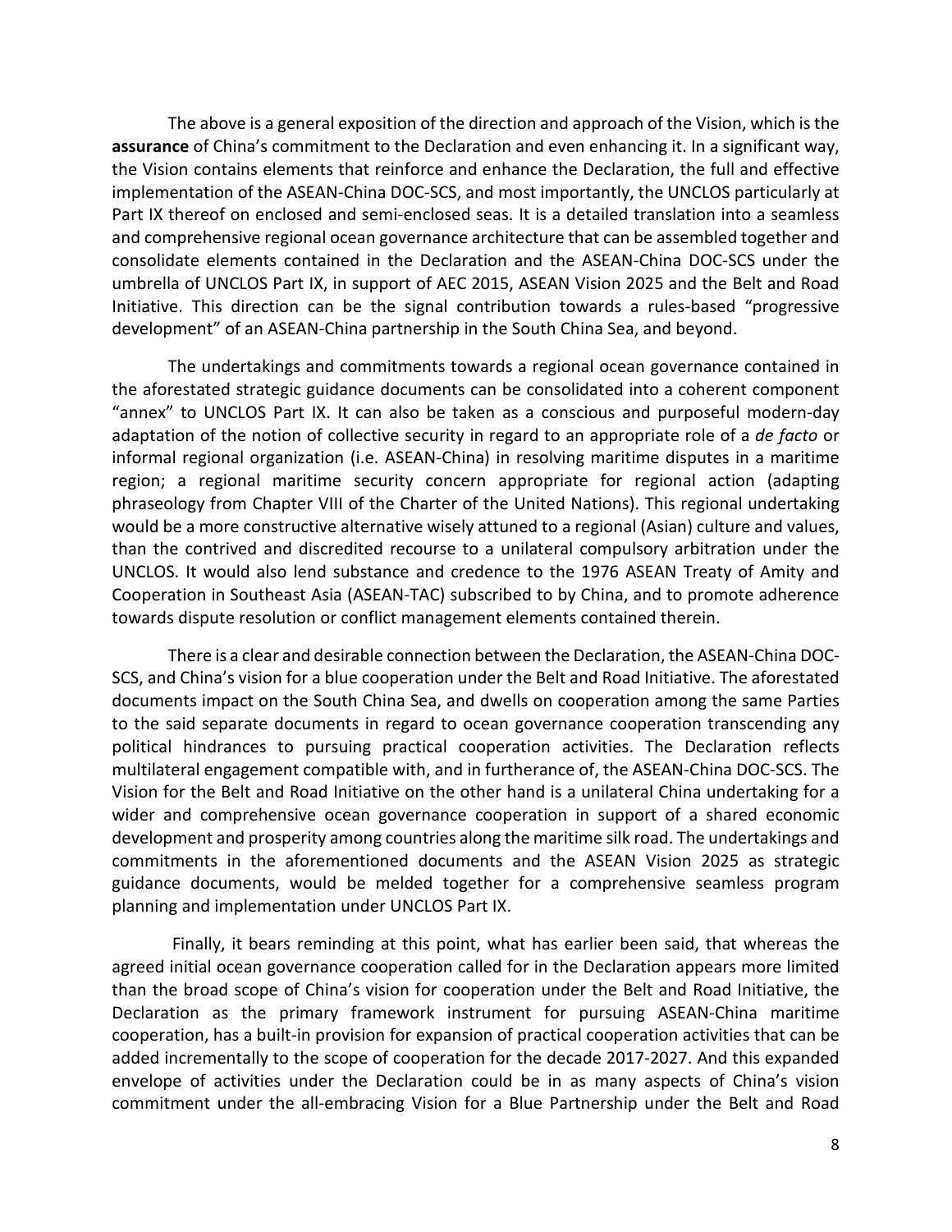The above is a general exposition of the direction and approach of the Vision, which is the **assurance** of China's commitment to the Declaration and even enhancing it. In a significant way, the Vision contains elements that reinforce and enhance the Declaration, the full and effective implementation of the ASEAN-China DOC-SCS, and most importantly, the UNCLOS particularly at Part IX thereof on enclosed and semi-enclosed seas. It is a detailed translation into a seamless and comprehensive regional ocean governance architecture that can be assembled together and consolidate elements contained in the Declaration and the ASEAN-China DOC-SCS under the umbrella of UNCLOS Part IX, in support of AEC 2015, ASEAN Vision 2025 and the Belt and Road Initiative. This direction can be the signal contribution towards a rules-based "progressive development" of an ASEAN-China partnership in the South China Sea, and beyond.

The undertakings and commitments towards a regional ocean governance contained in the aforestated strategic guidance documents can be consolidated into a coherent component "annex" to UNCLOS Part IX. It can also be taken as a conscious and purposeful modern-day adaptation of the notion of collective security in regard to an appropriate role of a *de facto* or informal regional organization (i.e. ASEAN-China) in resolving maritime disputes in a maritime region; a regional maritime security concern appropriate for regional action (adapting phraseology from Chapter VIII of the Charter of the United Nations). This regional undertaking would be a more constructive alternative wisely attuned to a regional (Asian) culture and values, than the contrived and discredited recourse to a unilateral compulsory arbitration under the UNCLOS. It would also lend substance and credence to the 1976 ASEAN Treaty of Amity and Cooperation in Southeast Asia (ASEAN-TAC) subscribed to by China, and to promote adherence towards dispute resolution or conflict management elements contained therein.

There is a clear and desirable connection between the Declaration, the ASEAN-China DOC-SCS, and China's vision for a blue cooperation under the Belt and Road Initiative. The aforestated documents impact on the South China Sea, and dwells on cooperation among the same Parties to the said separate documents in regard to ocean governance cooperation transcending any political hindrances to pursuing practical cooperation activities. The Declaration reflects multilateral engagement compatible with, and in furtherance of, the ASEAN-China DOC-SCS. The Vision for the Belt and Road Initiative on the other hand is a unilateral China undertaking for a wider and comprehensive ocean governance cooperation in support of a shared economic development and prosperity among countries along the maritime silk road. The undertakings and commitments in the aforementioned documents and the ASEAN Vision 2025 as strategic guidance documents, would be melded together for a comprehensive seamless program planning and implementation under UNCLOS Part IX.

Finally, it bears reminding at this point, what has earlier been said, that whereas the agreed initial ocean governance cooperation called for in the Declaration appears more limited than the broad scope of China's vision for cooperation under the Belt and Road Initiative, the Declaration as the primary framework instrument for pursuing ASEAN-China maritime cooperation, has a built-in provision for expansion of practical cooperation activities that can be added incrementally to the scope of cooperation for the decade 2017-2027. And this expanded envelope of activities under the Declaration could be in as many aspects of China's vision commitment under the all-embracing Vision for a Blue Partnership under the Belt and Road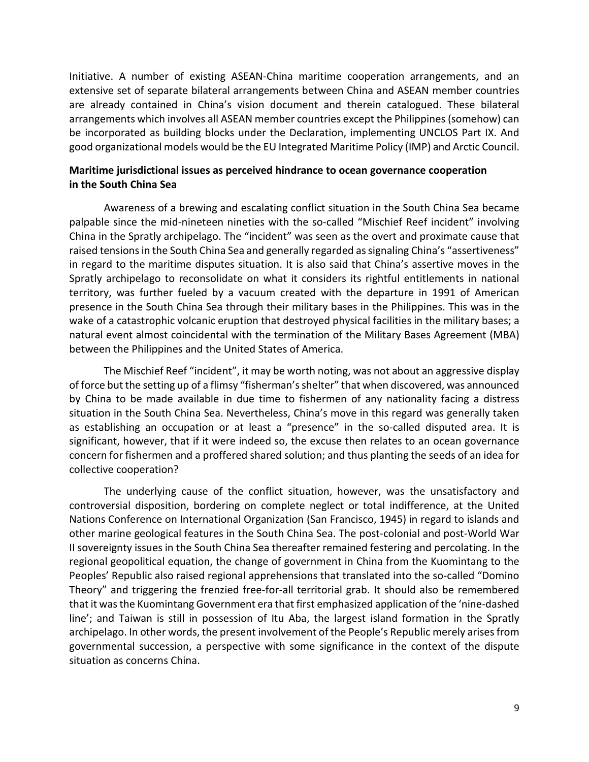Initiative. A number of existing ASEAN-China maritime cooperation arrangements, and an extensive set of separate bilateral arrangements between China and ASEAN member countries are already contained in China's vision document and therein catalogued. These bilateral arrangements which involves all ASEAN member countries except the Philippines (somehow) can be incorporated as building blocks under the Declaration, implementing UNCLOS Part IX. And good organizational models would be the EU Integrated Maritime Policy (IMP) and Arctic Council.

**Maritime jurisdictional issues as perceived hindrance to ocean governance cooperation in the South China Sea**

Awareness of a brewing and escalating conflict situation in the South China Sea became palpable since the mid-nineteen nineties with the so-called "Mischief Reef incident" involving China in the Spratly archipelago. The "incident" was seen as the overt and proximate cause that raised tensions in the South China Sea and generally regarded as signaling China's "assertiveness" in regard to the maritime disputes situation. It is also said that China's assertive moves in the Spratly archipelago to reconsolidate on what it considers its rightful entitlements in national territory, was further fueled by a vacuum created with the departure in 1991 of American presence in the South China Sea through their military bases in the Philippines. This was in the wake of a catastrophic volcanic eruption that destroyed physical facilities in the military bases; a natural event almost coincidental with the termination of the Military Bases Agreement (MBA) between the Philippines and the United States of America.

The Mischief Reef "incident", it may be worth noting, was not about an aggressive display of force but the setting up of a flimsy "fisherman's shelter" that when discovered, was announced by China to be made available in due time to fishermen of any nationality facing a distress situation in the South China Sea. Nevertheless, China's move in this regard was generally taken as establishing an occupation or at least a "presence" in the so-called disputed area. It is significant, however, that if it were indeed so, the excuse then relates to an ocean governance concern for fishermen and a proffered shared solution; and thus planting the seeds of an idea for collective cooperation?

The underlying cause of the conflict situation, however, was the unsatisfactory and controversial disposition, bordering on complete neglect or total indifference, at the United Nations Conference on International Organization (San Francisco, 1945) in regard to islands and other marine geological features in the South China Sea. The post-colonial and post-World War II sovereignty issues in the South China Sea thereafter remained festering and percolating. In the regional geopolitical equation, the change of government in China from the Kuomintang to the Peoples' Republic also raised regional apprehensions that translated into the so-called "Domino Theory" and triggering the frenzied free-for-all territorial grab. It should also be remembered that it was the Kuomintang Government era that first emphasized application of the 'nine-dashed line'; and Taiwan is still in possession of Itu Aba, the largest island formation in the Spratly archipelago. In other words, the present involvement of the People's Republic merely arises from governmental succession, a perspective with some significance in the context of the dispute situation as concerns China.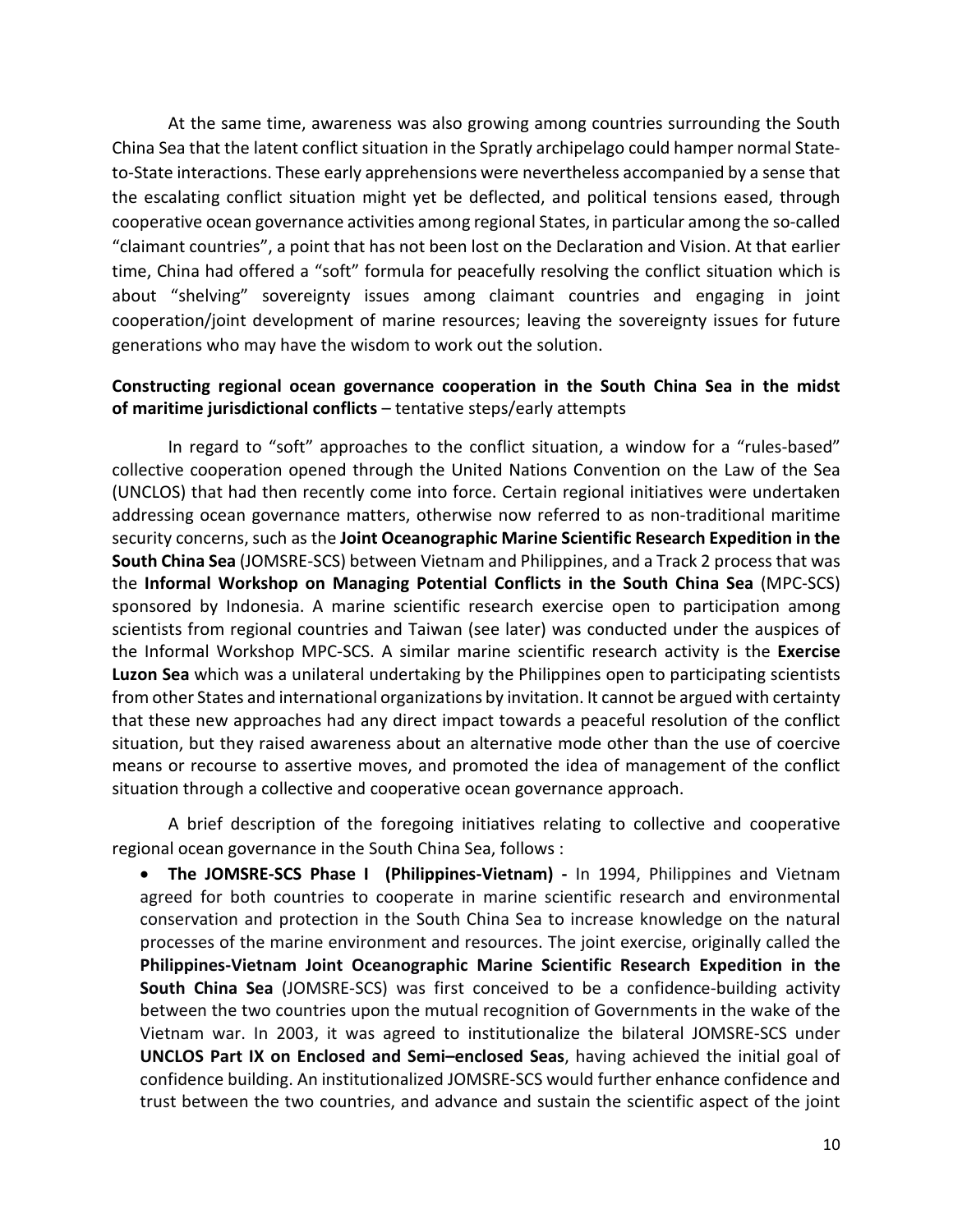At the same time, awareness was also growing among countries surrounding the South China Sea that the latent conflict situation in the Spratly archipelago could hamper normal State-to-State interactions. These early apprehensions were nevertheless accompanied by a sense that the escalating conflict situation might yet be deflected, and political tensions eased, through cooperative ocean governance activities among regional States, in particular among the so-called "claimant countries", a point that has not been lost on the Declaration and Vision. At that earlier time, China had offered a "soft" formula for peacefully resolving the conflict situation which is about "shelving" sovereignty issues among claimant countries and engaging in joint cooperation/joint development of marine resources; leaving the sovereignty issues for future generations who may have the wisdom to work out the solution.

**Constructing regional ocean governance cooperation in the South China Sea in the midst of maritime jurisdictional conflicts** – tentative steps/early attempts

In regard to "soft" approaches to the conflict situation, a window for a "rules-based" collective cooperation opened through the United Nations Convention on the Law of the Sea (UNCLOS) that had then recently come into force. Certain regional initiatives were undertaken addressing ocean governance matters, otherwise now referred to as non-traditional maritime security concerns, such as the **Joint Oceanographic Marine Scientific Research Expedition in the South China Sea** (JOMSRE-SCS) between Vietnam and Philippines, and a Track 2 process that was the **Informal Workshop on Managing Potential Conflicts in the South China Sea** (MPC-SCS) sponsored by Indonesia. A marine scientific research exercise open to participation among scientists from regional countries and Taiwan (see later) was conducted under the auspices of the Informal Workshop MPC-SCS. A similar marine scientific research activity is the **Exercise Luzon Sea** which was a unilateral undertaking by the Philippines open to participating scientists from other States and international organizations by invitation. It cannot be argued with certainty that these new approaches had any direct impact towards a peaceful resolution of the conflict situation, but they raised awareness about an alternative mode other than the use of coercive means or recourse to assertive moves, and promoted the idea of management of the conflict situation through a collective and cooperative ocean governance approach.

A brief description of the foregoing initiatives relating to collective and cooperative regional ocean governance in the South China Sea, follows :

- **The JOMSRE-SCS Phase I (Philippines-Vietnam) -** In 1994, Philippines and Vietnam agreed for both countries to cooperate in marine scientific research and environmental conservation and protection in the South China Sea to increase knowledge on the natural processes of the marine environment and resources. The joint exercise, originally called the **Philippines-Vietnam Joint Oceanographic Marine Scientific Research Expedition in the South China Sea** (JOMSRE-SCS) was first conceived to be a confidence-building activity between the two countries upon the mutual recognition of Governments in the wake of the Vietnam war. In 2003, it was agreed to institutionalize the bilateral JOMSRE-SCS under **UNCLOS Part IX on Enclosed and Semi–enclosed Seas**, having achieved the initial goal of confidence building. An institutionalized JOMSRE-SCS would further enhance confidence and trust between the two countries, and advance and sustain the scientific aspect of the joint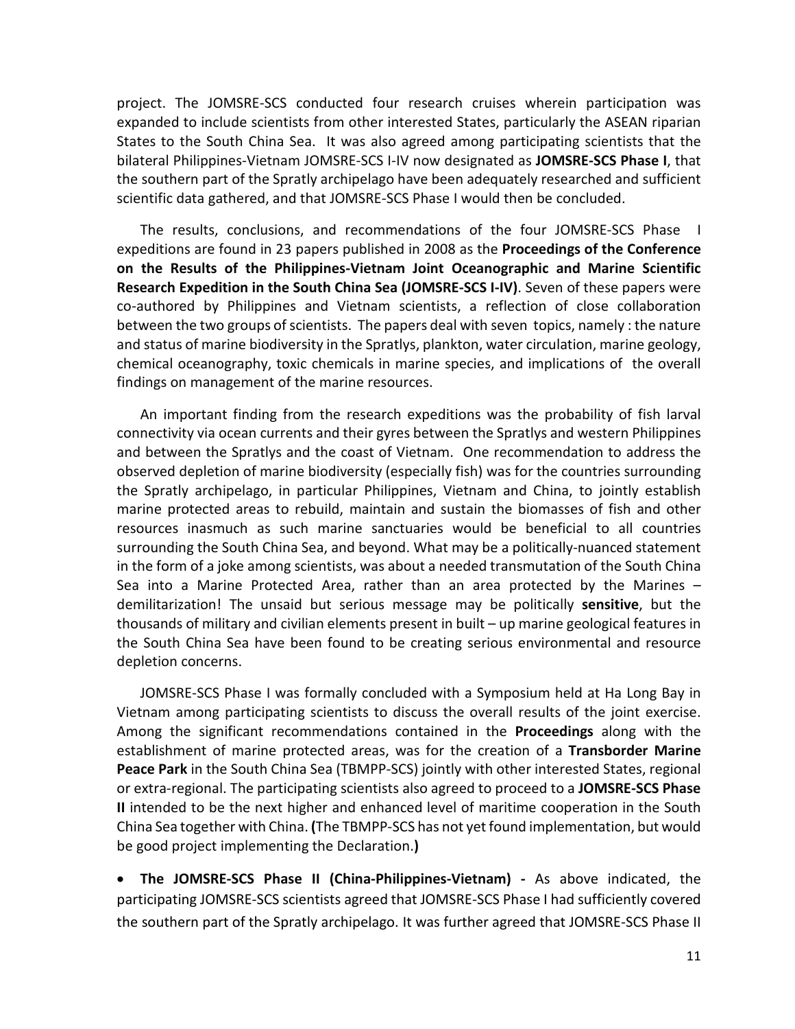project. The JOMSRE-SCS conducted four research cruises wherein participation was expanded to include scientists from other interested States, particularly the ASEAN riparian States to the South China Sea. It was also agreed among participating scientists that the bilateral Philippines-Vietnam JOMSRE-SCS I-IV now designated as **JOMSRE-SCS Phase I**, that the southern part of the Spratly archipelago have been adequately researched and sufficient scientific data gathered, and that JOMSRE-SCS Phase I would then be concluded.

The results, conclusions, and recommendations of the four JOMSRE-SCS Phase I expeditions are found in 23 papers published in 2008 as the **Proceedings of the Conference on the Results of the Philippines-Vietnam Joint Oceanographic and Marine Scientific Research Expedition in the South China Sea (JOMSRE-SCS I-IV)**. Seven of these papers were co-authored by Philippines and Vietnam scientists, a reflection of close collaboration between the two groups of scientists. The papers deal with seven topics, namely : the nature and status of marine biodiversity in the Spratlys, plankton, water circulation, marine geology, chemical oceanography, toxic chemicals in marine species, and implications of the overall findings on management of the marine resources.

An important finding from the research expeditions was the probability of fish larval connectivity via ocean currents and their gyres between the Spratlys and western Philippines and between the Spratlys and the coast of Vietnam. One recommendation to address the observed depletion of marine biodiversity (especially fish) was for the countries surrounding the Spratly archipelago, in particular Philippines, Vietnam and China, to jointly establish marine protected areas to rebuild, maintain and sustain the biomasses of fish and other resources inasmuch as such marine sanctuaries would be beneficial to all countries surrounding the South China Sea, and beyond. What may be a politically-nuanced statement in the form of a joke among scientists, was about a needed transmutation of the South China Sea into a Marine Protected Area, rather than an area protected by the Marines – demilitarization! The unsaid but serious message may be politically **sensitive**, but the thousands of military and civilian elements present in built – up marine geological features in the South China Sea have been found to be creating serious environmental and resource depletion concerns.

JOMSRE-SCS Phase I was formally concluded with a Symposium held at Ha Long Bay in Vietnam among participating scientists to discuss the overall results of the joint exercise. Among the significant recommendations contained in the **Proceedings** along with the establishment of marine protected areas, was for the creation of a **Transborder Marine Peace Park** in the South China Sea (TBMPP-SCS) jointly with other interested States, regional or extra-regional. The participating scientists also agreed to proceed to a **JOMSRE-SCS Phase II** intended to be the next higher and enhanced level of maritime cooperation in the South China Sea together with China. **(**The TBMPP-SCS has not yet found implementation, but would be good project implementing the Declaration.**)**

- **The JOMSRE-SCS Phase II (China-Philippines-Vietnam) -** As above indicated, the participating JOMSRE-SCS scientists agreed that JOMSRE-SCS Phase I had sufficiently covered the southern part of the Spratly archipelago. It was further agreed that JOMSRE-SCS Phase II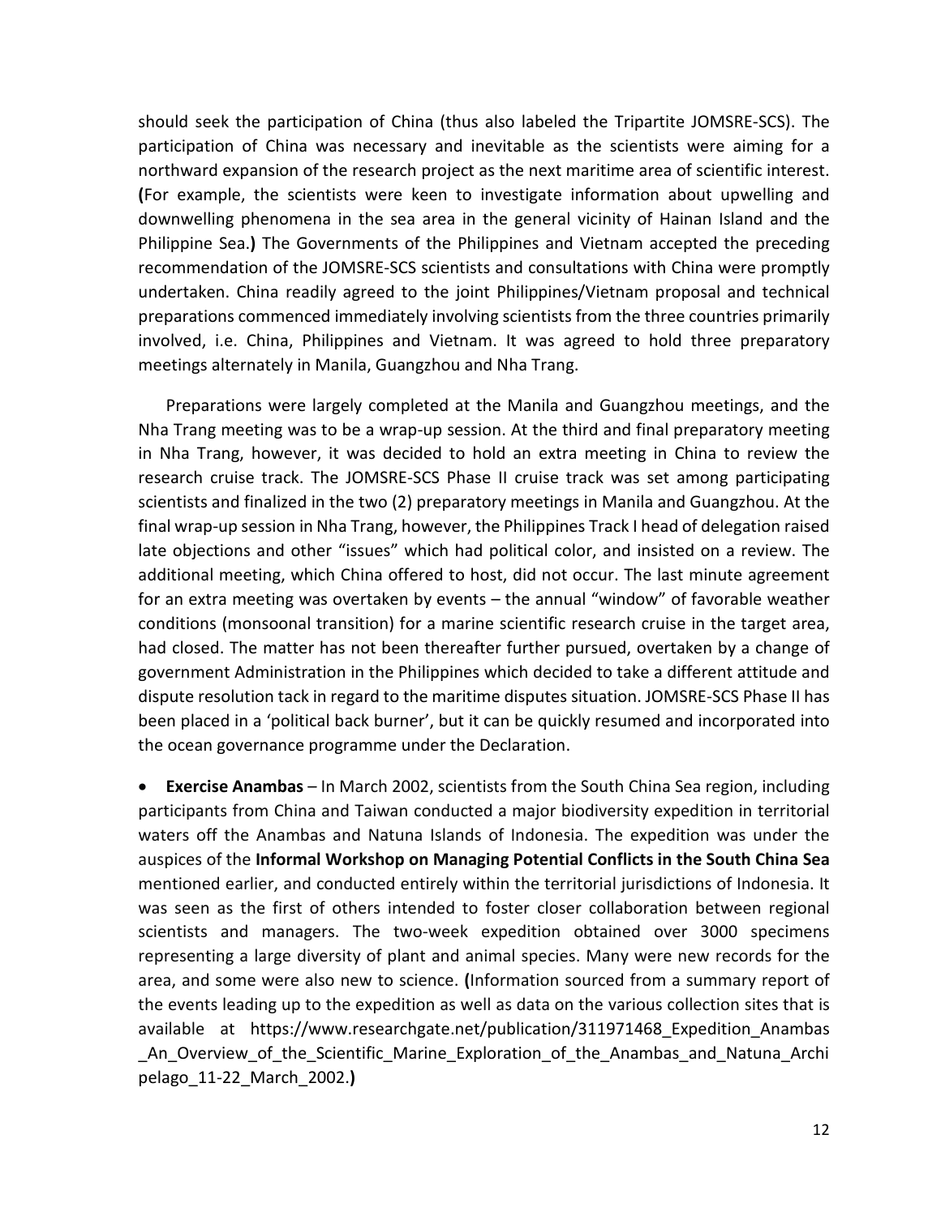should seek the participation of China (thus also labeled the Tripartite JOMSRE-SCS). The participation of China was necessary and inevitable as the scientists were aiming for a northward expansion of the research project as the next maritime area of scientific interest. **(**For example, the scientists were keen to investigate information about upwelling and downwelling phenomena in the sea area in the general vicinity of Hainan Island and the Philippine Sea.**)** The Governments of the Philippines and Vietnam accepted the preceding recommendation of the JOMSRE-SCS scientists and consultations with China were promptly undertaken. China readily agreed to the joint Philippines/Vietnam proposal and technical preparations commenced immediately involving scientists from the three countries primarily involved, i.e. China, Philippines and Vietnam. It was agreed to hold three preparatory meetings alternately in Manila, Guangzhou and Nha Trang.

Preparations were largely completed at the Manila and Guangzhou meetings, and the Nha Trang meeting was to be a wrap-up session. At the third and final preparatory meeting in Nha Trang, however, it was decided to hold an extra meeting in China to review the research cruise track. The JOMSRE-SCS Phase II cruise track was set among participating scientists and finalized in the two (2) preparatory meetings in Manila and Guangzhou. At the final wrap-up session in Nha Trang, however, the Philippines Track I head of delegation raised late objections and other "issues" which had political color, and insisted on a review. The additional meeting, which China offered to host, did not occur. The last minute agreement for an extra meeting was overtaken by events – the annual "window" of favorable weather conditions (monsoonal transition) for a marine scientific research cruise in the target area, had closed. The matter has not been thereafter further pursued, overtaken by a change of government Administration in the Philippines which decided to take a different attitude and dispute resolution tack in regard to the maritime disputes situation. JOMSRE-SCS Phase II has been placed in a 'political back burner', but it can be quickly resumed and incorporated into the ocean governance programme under the Declaration.

- **Exercise Anambas** – In March 2002, scientists from the South China Sea region, including participants from China and Taiwan conducted a major biodiversity expedition in territorial waters off the Anambas and Natuna Islands of Indonesia. The expedition was under the auspices of the **Informal Workshop on Managing Potential Conflicts in the South China Sea** mentioned earlier, and conducted entirely within the territorial jurisdictions of Indonesia. It was seen as the first of others intended to foster closer collaboration between regional scientists and managers. The two-week expedition obtained over 3000 specimens representing a large diversity of plant and animal species. Many were new records for the area, and some were also new to science. **(**Information sourced from a summary report of the events leading up to the expedition as well as data on the various collection sites that is available at https://www.researchgate.net/publication/311971468_Expedition_Anambas_An_Overview_of_the_Scientific_Marine_Exploration_of_the_Anambas_and_Natuna_Archipelago_11-22_March_2002.**)**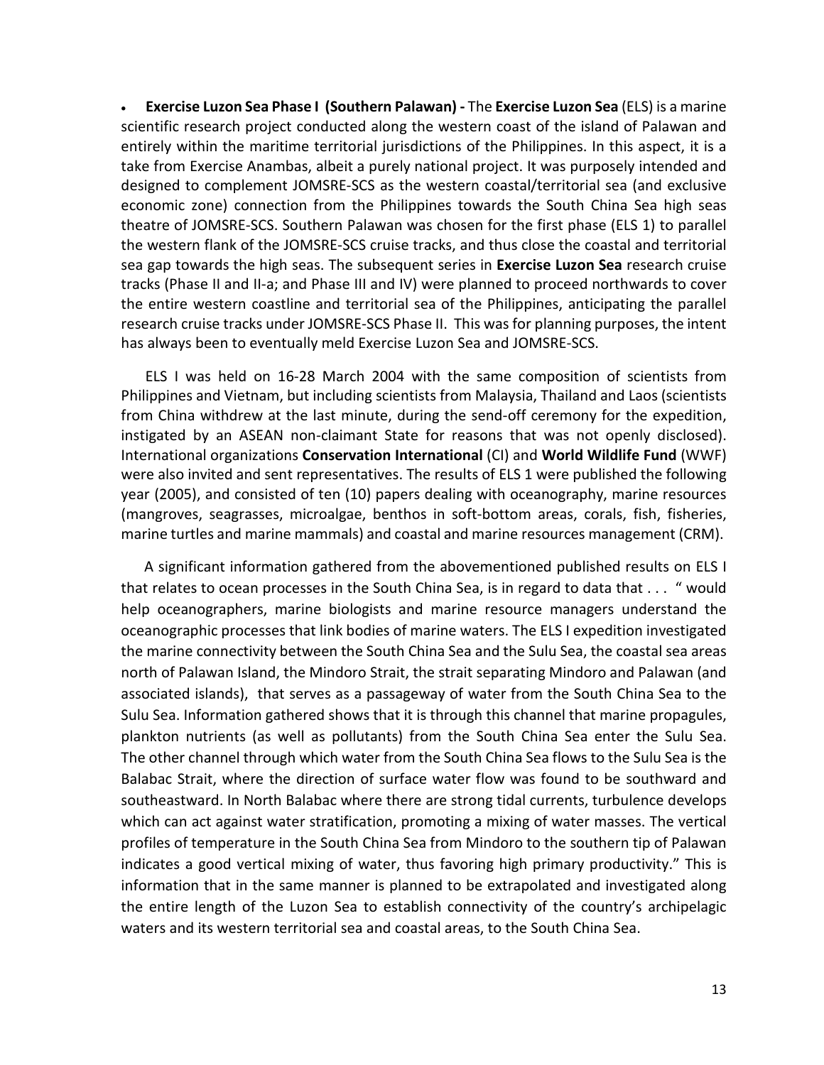- **Exercise Luzon Sea Phase I (Southern Palawan) -** The **Exercise Luzon Sea** (ELS) is a marine scientific research project conducted along the western coast of the island of Palawan and entirely within the maritime territorial jurisdictions of the Philippines. In this aspect, it is a take from Exercise Anambas, albeit a purely national project. It was purposely intended and designed to complement JOMSRE-SCS as the western coastal/territorial sea (and exclusive economic zone) connection from the Philippines towards the South China Sea high seas theatre of JOMSRE-SCS. Southern Palawan was chosen for the first phase (ELS 1) to parallel the western flank of the JOMSRE-SCS cruise tracks, and thus close the coastal and territorial sea gap towards the high seas. The subsequent series in **Exercise Luzon Sea** research cruise tracks (Phase II and II-a; and Phase III and IV) were planned to proceed northwards to cover the entire western coastline and territorial sea of the Philippines, anticipating the parallel research cruise tracks under JOMSRE-SCS Phase II. This was for planning purposes, the intent has always been to eventually meld Exercise Luzon Sea and JOMSRE-SCS.

ELS I was held on 16-28 March 2004 with the same composition of scientists from Philippines and Vietnam, but including scientists from Malaysia, Thailand and Laos (scientists from China withdrew at the last minute, during the send-off ceremony for the expedition, instigated by an ASEAN non-claimant State for reasons that was not openly disclosed). International organizations **Conservation International** (CI) and **World Wildlife Fund** (WWF) were also invited and sent representatives. The results of ELS 1 were published the following year (2005), and consisted of ten (10) papers dealing with oceanography, marine resources (mangroves, seagrasses, microalgae, benthos in soft-bottom areas, corals, fish, fisheries, marine turtles and marine mammals) and coastal and marine resources management (CRM).

A significant information gathered from the abovementioned published results on ELS I that relates to ocean processes in the South China Sea, is in regard to data that . . . " would help oceanographers, marine biologists and marine resource managers understand the oceanographic processes that link bodies of marine waters. The ELS I expedition investigated the marine connectivity between the South China Sea and the Sulu Sea, the coastal sea areas north of Palawan Island, the Mindoro Strait, the strait separating Mindoro and Palawan (and associated islands), that serves as a passageway of water from the South China Sea to the Sulu Sea. Information gathered shows that it is through this channel that marine propagules, plankton nutrients (as well as pollutants) from the South China Sea enter the Sulu Sea. The other channel through which water from the South China Sea flows to the Sulu Sea is the Balabac Strait, where the direction of surface water flow was found to be southward and southeastward. In North Balabac where there are strong tidal currents, turbulence develops which can act against water stratification, promoting a mixing of water masses. The vertical profiles of temperature in the South China Sea from Mindoro to the southern tip of Palawan indicates a good vertical mixing of water, thus favoring high primary productivity." This is information that in the same manner is planned to be extrapolated and investigated along the entire length of the Luzon Sea to establish connectivity of the country's archipelagic waters and its western territorial sea and coastal areas, to the South China Sea.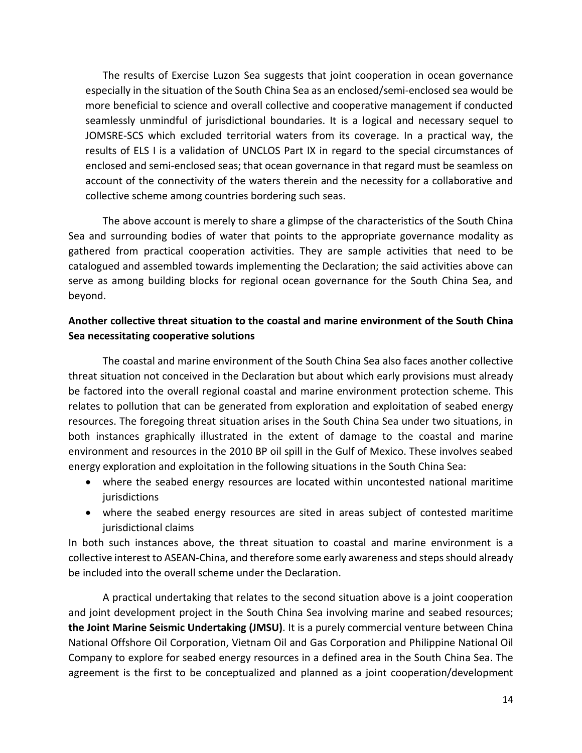The results of Exercise Luzon Sea suggests that joint cooperation in ocean governance especially in the situation of the South China Sea as an enclosed/semi-enclosed sea would be more beneficial to science and overall collective and cooperative management if conducted seamlessly unmindful of jurisdictional boundaries. It is a logical and necessary sequel to JOMSRE-SCS which excluded territorial waters from its coverage. In a practical way, the results of ELS I is a validation of UNCLOS Part IX in regard to the special circumstances of enclosed and semi-enclosed seas; that ocean governance in that regard must be seamless on account of the connectivity of the waters therein and the necessity for a collaborative and collective scheme among countries bordering such seas.

The above account is merely to share a glimpse of the characteristics of the South China Sea and surrounding bodies of water that points to the appropriate governance modality as gathered from practical cooperation activities. They are sample activities that need to be catalogued and assembled towards implementing the Declaration; the said activities above can serve as among building blocks for regional ocean governance for the South China Sea, and beyond.

**Another collective threat situation to the coastal and marine environment of the South China Sea necessitating cooperative solutions**

The coastal and marine environment of the South China Sea also faces another collective threat situation not conceived in the Declaration but about which early provisions must already be factored into the overall regional coastal and marine environment protection scheme. This relates to pollution that can be generated from exploration and exploitation of seabed energy resources. The foregoing threat situation arises in the South China Sea under two situations, in both instances graphically illustrated in the extent of damage to the coastal and marine environment and resources in the 2010 BP oil spill in the Gulf of Mexico. These involves seabed energy exploration and exploitation in the following situations in the South China Sea:

- where the seabed energy resources are located within uncontested national maritime jurisdictions
- where the seabed energy resources are sited in areas subject of contested maritime jurisdictional claims

In both such instances above, the threat situation to coastal and marine environment is a collective interest to ASEAN-China, and therefore some early awareness and steps should already be included into the overall scheme under the Declaration.

A practical undertaking that relates to the second situation above is a joint cooperation and joint development project in the South China Sea involving marine and seabed resources; **the Joint Marine Seismic Undertaking (JMSU)**. It is a purely commercial venture between China National Offshore Oil Corporation, Vietnam Oil and Gas Corporation and Philippine National Oil Company to explore for seabed energy resources in a defined area in the South China Sea. The agreement is the first to be conceptualized and planned as a joint cooperation/development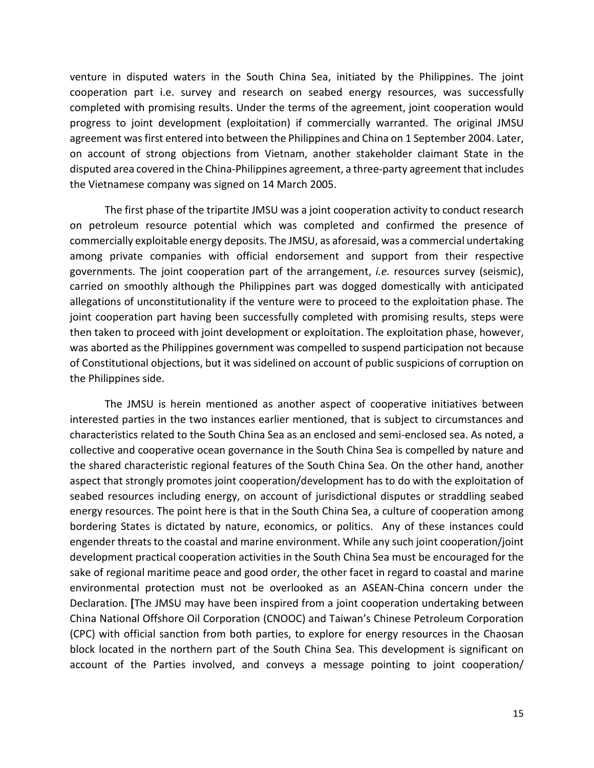venture in disputed waters in the South China Sea, initiated by the Philippines. The joint cooperation part i.e. survey and research on seabed energy resources, was successfully completed with promising results. Under the terms of the agreement, joint cooperation would progress to joint development (exploitation) if commercially warranted. The original JMSU agreement was first entered into between the Philippines and China on 1 September 2004. Later, on account of strong objections from Vietnam, another stakeholder claimant State in the disputed area covered in the China-Philippines agreement, a three-party agreement that includes the Vietnamese company was signed on 14 March 2005.

The first phase of the tripartite JMSU was a joint cooperation activity to conduct research on petroleum resource potential which was completed and confirmed the presence of commercially exploitable energy deposits. The JMSU, as aforesaid, was a commercial undertaking among private companies with official endorsement and support from their respective governments. The joint cooperation part of the arrangement, *i.e.* resources survey (seismic), carried on smoothly although the Philippines part was dogged domestically with anticipated allegations of unconstitutionality if the venture were to proceed to the exploitation phase. The joint cooperation part having been successfully completed with promising results, steps were then taken to proceed with joint development or exploitation. The exploitation phase, however, was aborted as the Philippines government was compelled to suspend participation not because of Constitutional objections, but it was sidelined on account of public suspicions of corruption on the Philippines side.

The JMSU is herein mentioned as another aspect of cooperative initiatives between interested parties in the two instances earlier mentioned, that is subject to circumstances and characteristics related to the South China Sea as an enclosed and semi-enclosed sea. As noted, a collective and cooperative ocean governance in the South China Sea is compelled by nature and the shared characteristic regional features of the South China Sea. On the other hand, another aspect that strongly promotes joint cooperation/development has to do with the exploitation of seabed resources including energy, on account of jurisdictional disputes or straddling seabed energy resources. The point here is that in the South China Sea, a culture of cooperation among bordering States is dictated by nature, economics, or politics. Any of these instances could engender threats to the coastal and marine environment. While any such joint cooperation/joint development practical cooperation activities in the South China Sea must be encouraged for the sake of regional maritime peace and good order, the other facet in regard to coastal and marine environmental protection must not be overlooked as an ASEAN-China concern under the Declaration. **[**The JMSU may have been inspired from a joint cooperation undertaking between China National Offshore Oil Corporation (CNOOC) and Taiwan's Chinese Petroleum Corporation (CPC) with official sanction from both parties, to explore for energy resources in the Chaosan block located in the northern part of the South China Sea. This development is significant on account of the Parties involved, and conveys a message pointing to joint cooperation/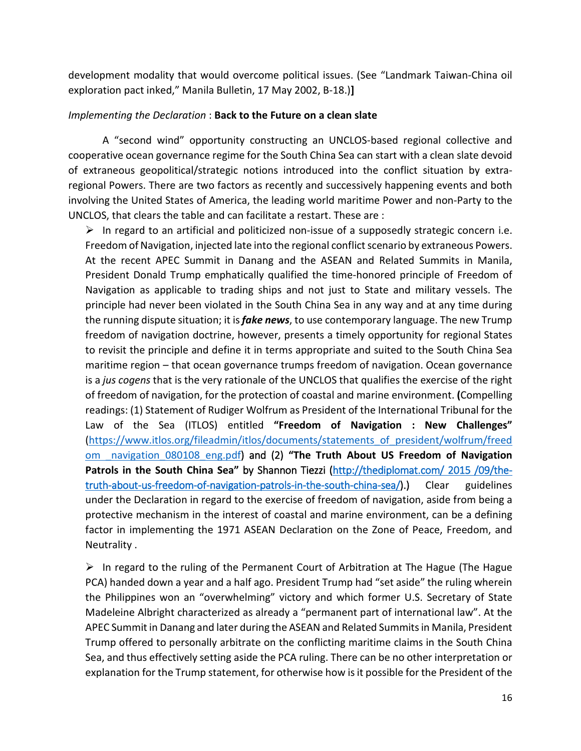development modality that would overcome political issues. (See "Landmark Taiwan-China oil exploration pact inked," Manila Bulletin, 17 May 2002, B-18.)**]**

*Implementing the Declaration* : **Back to the Future on a clean slate**

A "second wind" opportunity constructing an UNCLOS-based regional collective and cooperative ocean governance regime for the South China Sea can start with a clean slate devoid of extraneous geopolitical/strategic notions introduced into the conflict situation by extra-regional Powers. There are two factors as recently and successively happening events and both involving the United States of America, the leading world maritime Power and non-Party to the UNCLOS, that clears the table and can facilitate a restart. These are :

- In regard to an artificial and politicized non-issue of a supposedly strategic concern i.e. Freedom of Navigation, injected late into the regional conflict scenario by extraneous Powers. At the recent APEC Summit in Danang and the ASEAN and Related Summits in Manila, President Donald Trump emphatically qualified the time-honored principle of Freedom of Navigation as applicable to trading ships and not just to State and military vessels. The principle had never been violated in the South China Sea in any way and at any time during the running dispute situation; it is ***fake news***, to use contemporary language. The new Trump freedom of navigation doctrine, however, presents a timely opportunity for regional States to revisit the principle and define it in terms appropriate and suited to the South China Sea maritime region – that ocean governance trumps freedom of navigation. Ocean governance is a *jus cogens* that is the very rationale of the UNCLOS that qualifies the exercise of the right of freedom of navigation, for the protection of coastal and marine environment. **(**Compelling readings: (1) Statement of Rudiger Wolfrum as President of the International Tribunal for the Law of the Sea (ITLOS) entitled **"Freedom of Navigation : New Challenges"** (https://www.itlos.org/fileadmin/itlos/documents/statements_of_president/wolfrum/freedom__navigation_080108_eng.pdf) and (2) **"The Truth About US Freedom of Navigation Patrols in the South China Sea"** by Shannon Tiezzi (http://thediplomat.com/ 2015 /09/the-truth-about-us-freedom-of-navigation-patrols-in-the-south-china-sea/).) Clear guidelines under the Declaration in regard to the exercise of freedom of navigation, aside from being a protective mechanism in the interest of coastal and marine environment, can be a defining factor in implementing the 1971 ASEAN Declaration on the Zone of Peace, Freedom, and Neutrality .

- In regard to the ruling of the Permanent Court of Arbitration at The Hague (The Hague PCA) handed down a year and a half ago. President Trump had "set aside" the ruling wherein the Philippines won an "overwhelming" victory and which former U.S. Secretary of State Madeleine Albright characterized as already a "permanent part of international law". At the APEC Summit in Danang and later during the ASEAN and Related Summits in Manila, President Trump offered to personally arbitrate on the conflicting maritime claims in the South China Sea, and thus effectively setting aside the PCA ruling. There can be no other interpretation or explanation for the Trump statement, for otherwise how is it possible for the President of the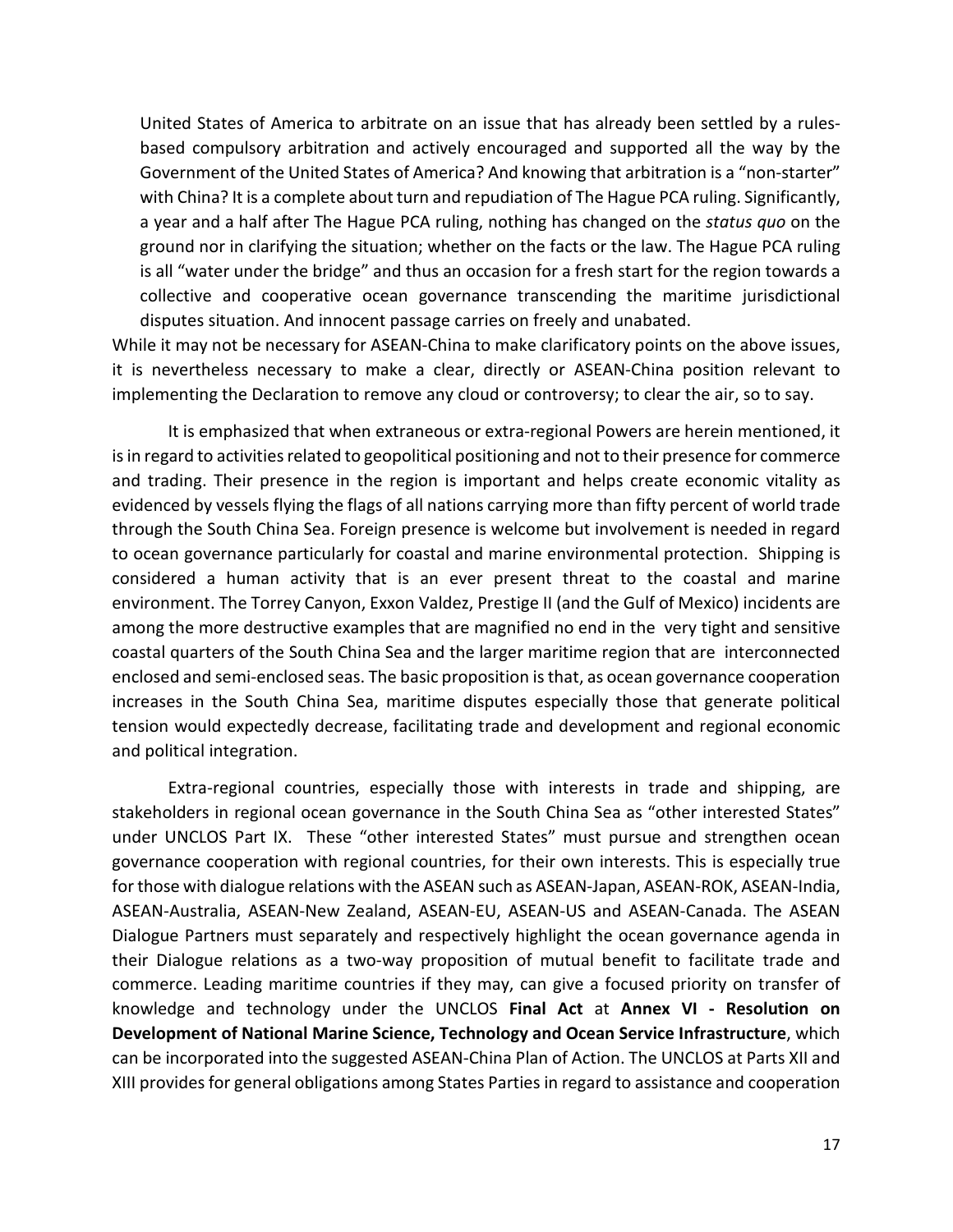United States of America to arbitrate on an issue that has already been settled by a rules-based compulsory arbitration and actively encouraged and supported all the way by the Government of the United States of America? And knowing that arbitration is a "non-starter" with China? It is a complete about turn and repudiation of The Hague PCA ruling. Significantly, a year and a half after The Hague PCA ruling, nothing has changed on the *status quo* on the ground nor in clarifying the situation; whether on the facts or the law. The Hague PCA ruling is all "water under the bridge" and thus an occasion for a fresh start for the region towards a collective and cooperative ocean governance transcending the maritime jurisdictional disputes situation. And innocent passage carries on freely and unabated.

While it may not be necessary for ASEAN-China to make clarificatory points on the above issues, it is nevertheless necessary to make a clear, directly or ASEAN-China position relevant to implementing the Declaration to remove any cloud or controversy; to clear the air, so to say.

It is emphasized that when extraneous or extra-regional Powers are herein mentioned, it is in regard to activities related to geopolitical positioning and not to their presence for commerce and trading. Their presence in the region is important and helps create economic vitality as evidenced by vessels flying the flags of all nations carrying more than fifty percent of world trade through the South China Sea. Foreign presence is welcome but involvement is needed in regard to ocean governance particularly for coastal and marine environmental protection. Shipping is considered a human activity that is an ever present threat to the coastal and marine environment. The Torrey Canyon, Exxon Valdez, Prestige II (and the Gulf of Mexico) incidents are among the more destructive examples that are magnified no end in the very tight and sensitive coastal quarters of the South China Sea and the larger maritime region that are interconnected enclosed and semi-enclosed seas. The basic proposition is that, as ocean governance cooperation increases in the South China Sea, maritime disputes especially those that generate political tension would expectedly decrease, facilitating trade and development and regional economic and political integration.

Extra-regional countries, especially those with interests in trade and shipping, are stakeholders in regional ocean governance in the South China Sea as "other interested States" under UNCLOS Part IX. These "other interested States" must pursue and strengthen ocean governance cooperation with regional countries, for their own interests. This is especially true for those with dialogue relations with the ASEAN such as ASEAN-Japan, ASEAN-ROK, ASEAN-India, ASEAN-Australia, ASEAN-New Zealand, ASEAN-EU, ASEAN-US and ASEAN-Canada. The ASEAN Dialogue Partners must separately and respectively highlight the ocean governance agenda in their Dialogue relations as a two-way proposition of mutual benefit to facilitate trade and commerce. Leading maritime countries if they may, can give a focused priority on transfer of knowledge and technology under the UNCLOS **Final Act** at **Annex VI - Resolution on Development of National Marine Science, Technology and Ocean Service Infrastructure**, which can be incorporated into the suggested ASEAN-China Plan of Action. The UNCLOS at Parts XII and XIII provides for general obligations among States Parties in regard to assistance and cooperation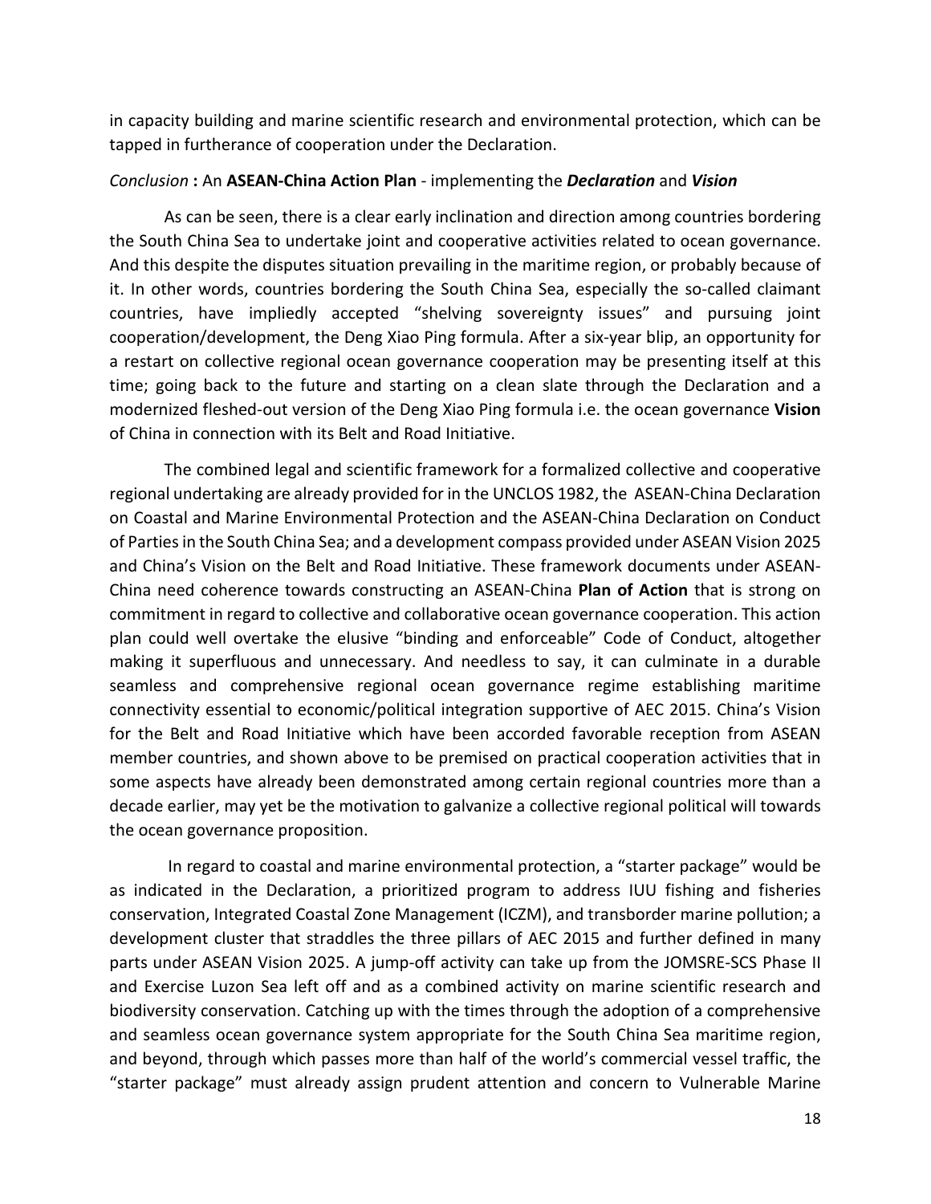in capacity building and marine scientific research and environmental protection, which can be tapped in furtherance of cooperation under the Declaration.

*Conclusion* **:** An **ASEAN-China Action Plan** - implementing the ***Declaration*** and ***Vision***

As can be seen, there is a clear early inclination and direction among countries bordering the South China Sea to undertake joint and cooperative activities related to ocean governance. And this despite the disputes situation prevailing in the maritime region, or probably because of it. In other words, countries bordering the South China Sea, especially the so-called claimant countries, have impliedly accepted "shelving sovereignty issues" and pursuing joint cooperation/development, the Deng Xiao Ping formula. After a six-year blip, an opportunity for a restart on collective regional ocean governance cooperation may be presenting itself at this time; going back to the future and starting on a clean slate through the Declaration and a modernized fleshed-out version of the Deng Xiao Ping formula i.e. the ocean governance **Vision** of China in connection with its Belt and Road Initiative.

The combined legal and scientific framework for a formalized collective and cooperative regional undertaking are already provided for in the UNCLOS 1982, the ASEAN-China Declaration on Coastal and Marine Environmental Protection and the ASEAN-China Declaration on Conduct of Parties in the South China Sea; and a development compass provided under ASEAN Vision 2025 and China's Vision on the Belt and Road Initiative. These framework documents under ASEAN-China need coherence towards constructing an ASEAN-China **Plan of Action** that is strong on commitment in regard to collective and collaborative ocean governance cooperation. This action plan could well overtake the elusive "binding and enforceable" Code of Conduct, altogether making it superfluous and unnecessary. And needless to say, it can culminate in a durable seamless and comprehensive regional ocean governance regime establishing maritime connectivity essential to economic/political integration supportive of AEC 2015. China's Vision for the Belt and Road Initiative which have been accorded favorable reception from ASEAN member countries, and shown above to be premised on practical cooperation activities that in some aspects have already been demonstrated among certain regional countries more than a decade earlier, may yet be the motivation to galvanize a collective regional political will towards the ocean governance proposition.

In regard to coastal and marine environmental protection, a "starter package" would be as indicated in the Declaration, a prioritized program to address IUU fishing and fisheries conservation, Integrated Coastal Zone Management (ICZM), and transborder marine pollution; a development cluster that straddles the three pillars of AEC 2015 and further defined in many parts under ASEAN Vision 2025. A jump-off activity can take up from the JOMSRE-SCS Phase II and Exercise Luzon Sea left off and as a combined activity on marine scientific research and biodiversity conservation. Catching up with the times through the adoption of a comprehensive and seamless ocean governance system appropriate for the South China Sea maritime region, and beyond, through which passes more than half of the world's commercial vessel traffic, the "starter package" must already assign prudent attention and concern to Vulnerable Marine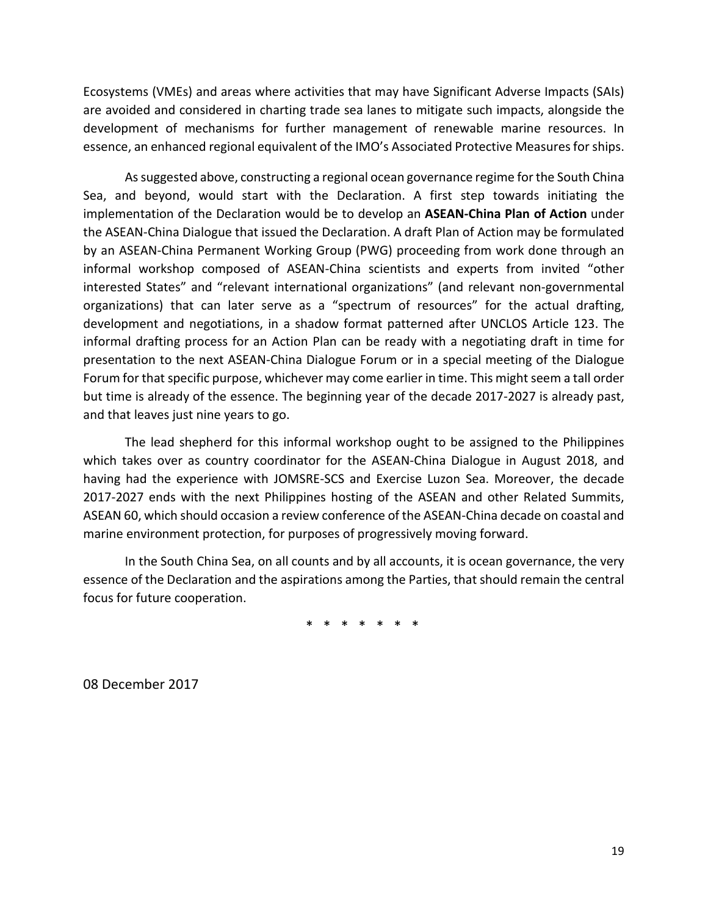Ecosystems (VMEs) and areas where activities that may have Significant Adverse Impacts (SAIs) are avoided and considered in charting trade sea lanes to mitigate such impacts, alongside the development of mechanisms for further management of renewable marine resources. In essence, an enhanced regional equivalent of the IMO's Associated Protective Measures for ships.

As suggested above, constructing a regional ocean governance regime for the South China Sea, and beyond, would start with the Declaration. A first step towards initiating the implementation of the Declaration would be to develop an **ASEAN-China Plan of Action** under the ASEAN-China Dialogue that issued the Declaration. A draft Plan of Action may be formulated by an ASEAN-China Permanent Working Group (PWG) proceeding from work done through an informal workshop composed of ASEAN-China scientists and experts from invited "other interested States" and "relevant international organizations" (and relevant non-governmental organizations) that can later serve as a "spectrum of resources" for the actual drafting, development and negotiations, in a shadow format patterned after UNCLOS Article 123. The informal drafting process for an Action Plan can be ready with a negotiating draft in time for presentation to the next ASEAN-China Dialogue Forum or in a special meeting of the Dialogue Forum for that specific purpose, whichever may come earlier in time. This might seem a tall order but time is already of the essence. The beginning year of the decade 2017-2027 is already past, and that leaves just nine years to go.

The lead shepherd for this informal workshop ought to be assigned to the Philippines which takes over as country coordinator for the ASEAN-China Dialogue in August 2018, and having had the experience with JOMSRE-SCS and Exercise Luzon Sea. Moreover, the decade 2017-2027 ends with the next Philippines hosting of the ASEAN and other Related Summits, ASEAN 60, which should occasion a review conference of the ASEAN-China decade on coastal and marine environment protection, for purposes of progressively moving forward.

In the South China Sea, on all counts and by all accounts, it is ocean governance, the very essence of the Declaration and the aspirations among the Parties, that should remain the central focus for future cooperation.

\* \* \* \* \* \* \*

08 December 2017